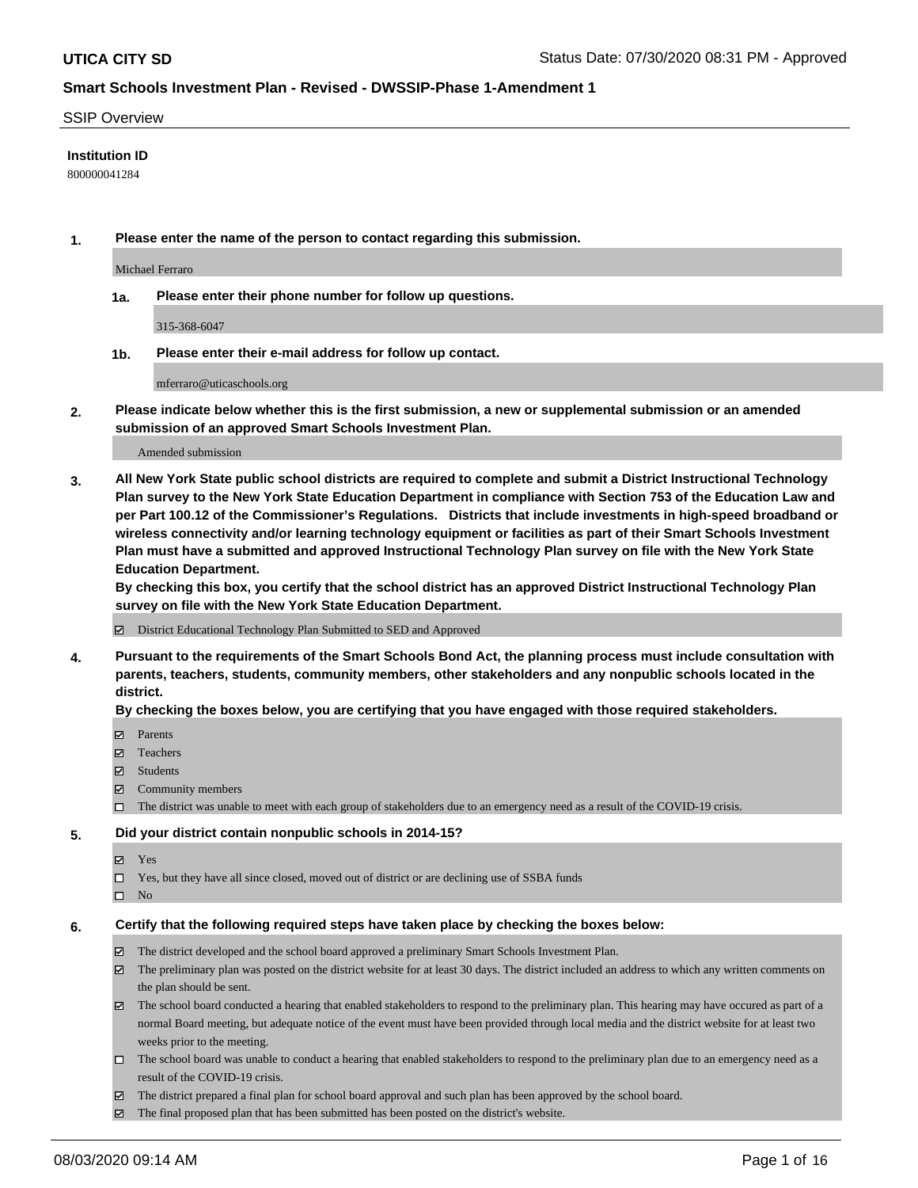**UTICA CITY SD** Status Date: 07/30/2020 08:31 PM - Approved

**Smart Schools Investment Plan - Revised - DWSSIP-Phase 1-Amendment 1**

SSIP Overview

**Institution ID**

800000041284

**1. Please enter the name of the person to contact regarding this submission.**

Michael Ferraro

**1a. Please enter their phone number for follow up questions.**

315-368-6047

**1b. Please enter their e-mail address for follow up contact.**

mferraro@uticaschools.org

**2. Please indicate below whether this is the first submission, a new or supplemental submission or an amended submission of an approved Smart Schools Investment Plan.**

Amended submission

**3. All New York State public school districts are required to complete and submit a District Instructional Technology Plan survey to the New York State Education Department in compliance with Section 753 of the Education Law and per Part 100.12 of the Commissioner's Regulations. Districts that include investments in high-speed broadband or wireless connectivity and/or learning technology equipment or facilities as part of their Smart Schools Investment Plan must have a submitted and approved Instructional Technology Plan survey on file with the New York State Education Department.**

**By checking this box, you certify that the school district has an approved District Instructional Technology Plan survey on file with the New York State Education Department.**

- [x] District Educational Technology Plan Submitted to SED and Approved

**4. Pursuant to the requirements of the Smart Schools Bond Act, the planning process must include consultation with parents, teachers, students, community members, other stakeholders and any nonpublic schools located in the district.**

**By checking the boxes below, you are certifying that you have engaged with those required stakeholders.**

- [x] Parents
- [x] Teachers
- [x] Students
- [x] Community members
- [ ] The district was unable to meet with each group of stakeholders due to an emergency need as a result of the COVID-19 crisis.

**5. Did your district contain nonpublic schools in 2014-15?**

- [x] Yes
- [ ] Yes, but they have all since closed, moved out of district or are declining use of SSBA funds
- [ ] No

**6. Certify that the following required steps have taken place by checking the boxes below:**

- [x] The district developed and the school board approved a preliminary Smart Schools Investment Plan.
- [x] The preliminary plan was posted on the district website for at least 30 days. The district included an address to which any written comments on the plan should be sent.
- [x] The school board conducted a hearing that enabled stakeholders to respond to the preliminary plan. This hearing may have occured as part of a normal Board meeting, but adequate notice of the event must have been provided through local media and the district website for at least two weeks prior to the meeting.
- [ ] The school board was unable to conduct a hearing that enabled stakeholders to respond to the preliminary plan due to an emergency need as a result of the COVID-19 crisis.
- [x] The district prepared a final plan for school board approval and such plan has been approved by the school board.
- [x] The final proposed plan that has been submitted has been posted on the district's website.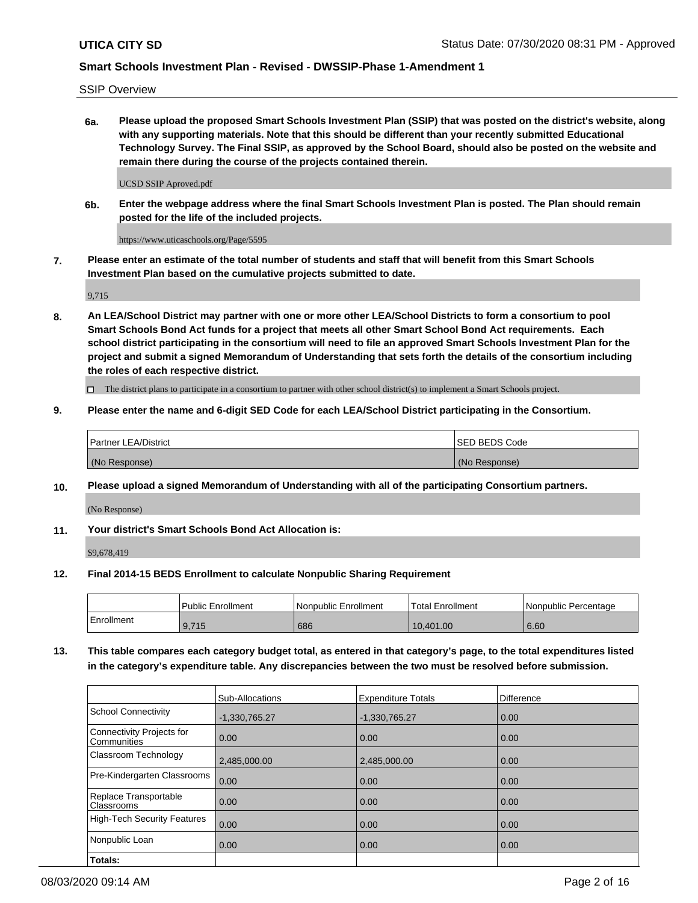SSIP Overview

**6a. Please upload the proposed Smart Schools Investment Plan (SSIP) that was posted on the district's website, along with any supporting materials. Note that this should be different than your recently submitted Educational Technology Survey. The Final SSIP, as approved by the School Board, should also be posted on the website and remain there during the course of the projects contained therein.**

UCSD SSIP Aproved.pdf

**6b. Enter the webpage address where the final Smart Schools Investment Plan is posted. The Plan should remain posted for the life of the included projects.**

https://www.uticaschools.org/Page/5595

**7. Please enter an estimate of the total number of students and staff that will benefit from this Smart Schools Investment Plan based on the cumulative projects submitted to date.**

9,715

**8. An LEA/School District may partner with one or more other LEA/School Districts to form a consortium to pool Smart Schools Bond Act funds for a project that meets all other Smart School Bond Act requirements. Each school district participating in the consortium will need to file an approved Smart Schools Investment Plan for the project and submit a signed Memorandum of Understanding that sets forth the details of the consortium including the roles of each respective district.**

☐ The district plans to participate in a consortium to partner with other school district(s) to implement a Smart Schools project.

**9. Please enter the name and 6-digit SED Code for each LEA/School District participating in the Consortium.**

| Partner LEA/District | SED BEDS Code |
|---|---|
| (No Response) | (No Response) |

**10. Please upload a signed Memorandum of Understanding with all of the participating Consortium partners.**

(No Response)

**11. Your district's Smart Schools Bond Act Allocation is:**

$9,678,419

**12. Final 2014-15 BEDS Enrollment to calculate Nonpublic Sharing Requirement**

| | Public Enrollment | Nonpublic Enrollment | Total Enrollment | Nonpublic Percentage |
|---|---|---|---|---|
| Enrollment | 9,715 | 686 | 10,401.00 | 6.60 |

**13. This table compares each category budget total, as entered in that category's page, to the total expenditures listed in the category's expenditure table. Any discrepancies between the two must be resolved before submission.**

| | Sub-Allocations | Expenditure Totals | Difference |
|---|---|---|---|
| School Connectivity | -1,330,765.27 | -1,330,765.27 | 0.00 |
| Connectivity Projects for Communities | 0.00 | 0.00 | 0.00 |
| Classroom Technology | 2,485,000.00 | 2,485,000.00 | 0.00 |
| Pre-Kindergarten Classrooms | 0.00 | 0.00 | 0.00 |
| Replace Transportable Classrooms | 0.00 | 0.00 | 0.00 |
| High-Tech Security Features | 0.00 | 0.00 | 0.00 |
| Nonpublic Loan | 0.00 | 0.00 | 0.00 |
| **Totals:** | | | |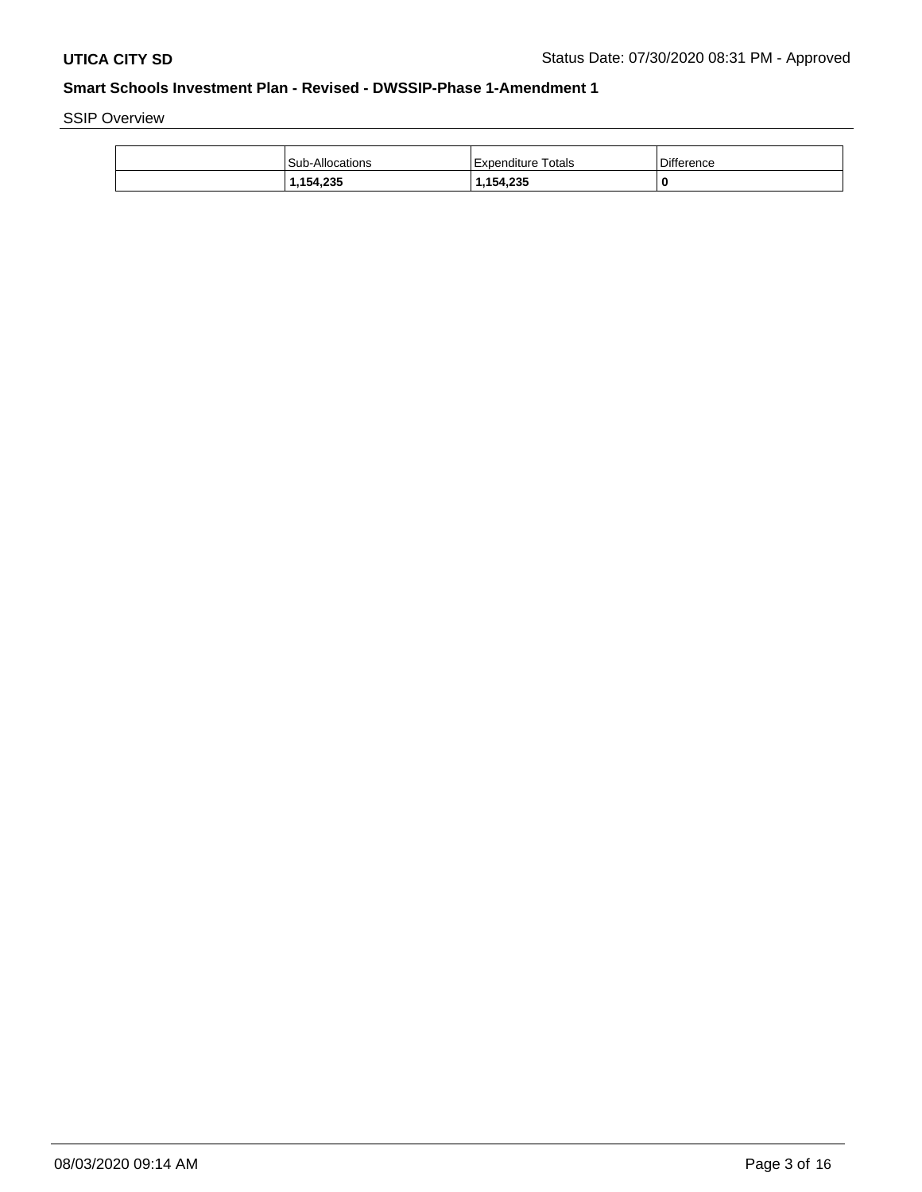SSIP Overview

| | Sub-Allocations | Expenditure Totals | Difference |
|---|---|---|---|
| | **1,154,235** | **1,154,235** | **0** |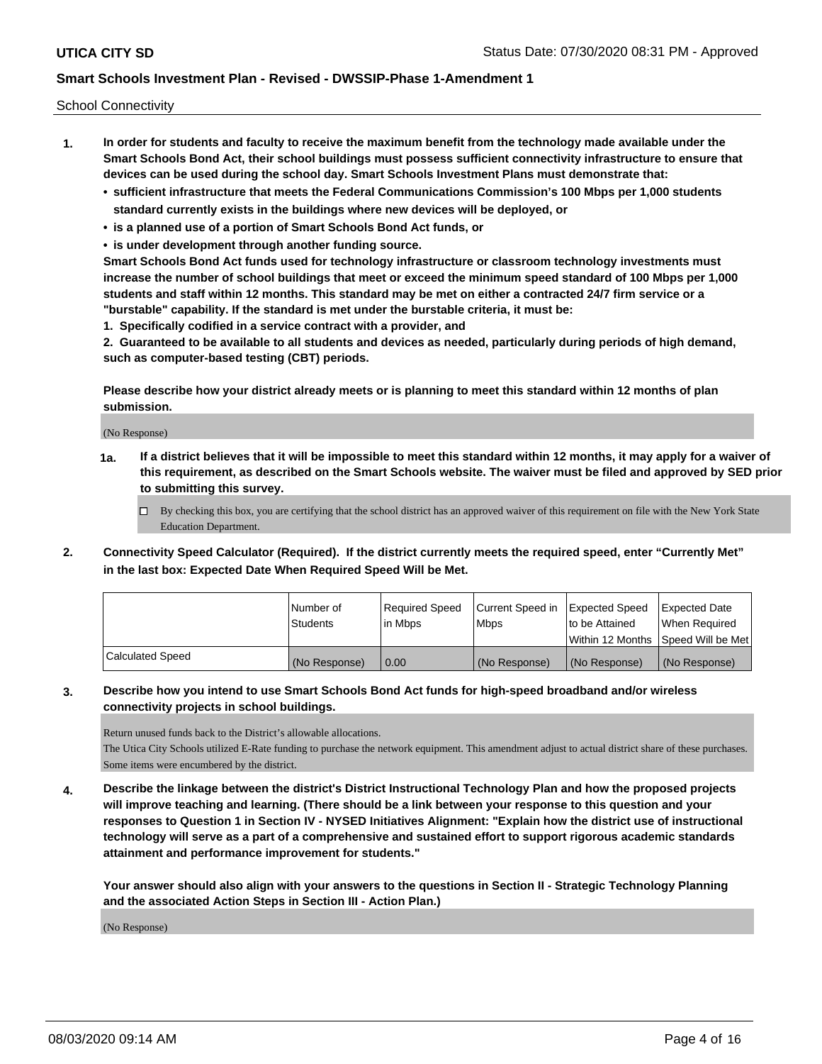School Connectivity

1. **In order for students and faculty to receive the maximum benefit from the technology made available under the Smart Schools Bond Act, their school buildings must possess sufficient connectivity infrastructure to ensure that devices can be used during the school day. Smart Schools Investment Plans must demonstrate that:**
   - **sufficient infrastructure that meets the Federal Communications Commission's 100 Mbps per 1,000 students standard currently exists in the buildings where new devices will be deployed, or**
   - **is a planned use of a portion of Smart Schools Bond Act funds, or**
   - **is under development through another funding source.**

   **Smart Schools Bond Act funds used for technology infrastructure or classroom technology investments must increase the number of school buildings that meet or exceed the minimum speed standard of 100 Mbps per 1,000 students and staff within 12 months. This standard may be met on either a contracted 24/7 firm service or a "burstable" capability. If the standard is met under the burstable criteria, it must be:**

   **1. Specifically codified in a service contract with a provider, and**

   **2. Guaranteed to be available to all students and devices as needed, particularly during periods of high demand, such as computer-based testing (CBT) periods.**

   **Please describe how your district already meets or is planning to meet this standard within 12 months of plan submission.**

   (No Response)

   **1a. If a district believes that it will be impossible to meet this standard within 12 months, it may apply for a waiver of this requirement, as described on the Smart Schools website. The waiver must be filed and approved by SED prior to submitting this survey.**

   ☐ By checking this box, you are certifying that the school district has an approved waiver of this requirement on file with the New York State Education Department.

2. **Connectivity Speed Calculator (Required). If the district currently meets the required speed, enter "Currently Met" in the last box: Expected Date When Required Speed Will be Met.**

| | Number of Students | Required Speed in Mbps | Current Speed in Mbps | Expected Speed to be Attained Within 12 Months | Expected Date When Required Speed Will be Met |
|---|---|---|---|---|---|
| Calculated Speed | (No Response) | 0.00 | (No Response) | (No Response) | (No Response) |

3. **Describe how you intend to use Smart Schools Bond Act funds for high-speed broadband and/or wireless connectivity projects in school buildings.**

   Return unused funds back to the District's allowable allocations.
   The Utica City Schools utilized E-Rate funding to purchase the network equipment. This amendment adjust to actual district share of these purchases. Some items were encumbered by the district.

4. **Describe the linkage between the district's District Instructional Technology Plan and how the proposed projects will improve teaching and learning. (There should be a link between your response to this question and your responses to Question 1 in Section IV - NYSED Initiatives Alignment: "Explain how the district use of instructional technology will serve as a part of a comprehensive and sustained effort to support rigorous academic standards attainment and performance improvement for students."**

   **Your answer should also align with your answers to the questions in Section II - Strategic Technology Planning and the associated Action Steps in Section III - Action Plan.)**

   (No Response)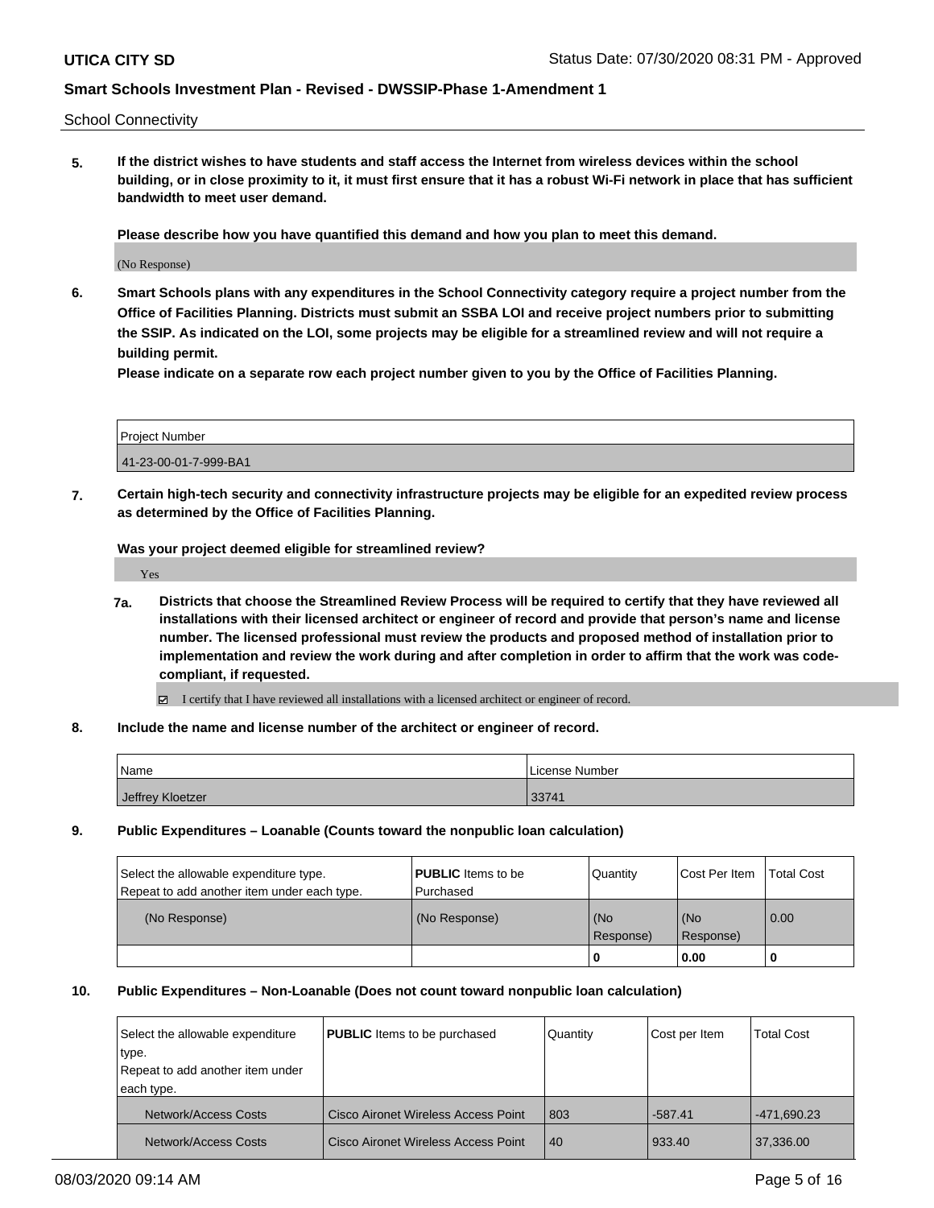School Connectivity

**5. If the district wishes to have students and staff access the Internet from wireless devices within the school building, or in close proximity to it, it must first ensure that it has a robust Wi-Fi network in place that has sufficient bandwidth to meet user demand.**

**Please describe how you have quantified this demand and how you plan to meet this demand.**

(No Response)

**6. Smart Schools plans with any expenditures in the School Connectivity category require a project number from the Office of Facilities Planning. Districts must submit an SSBA LOI and receive project numbers prior to submitting the SSIP. As indicated on the LOI, some projects may be eligible for a streamlined review and will not require a building permit.**
**Please indicate on a separate row each project number given to you by the Office of Facilities Planning.**

| Project Number |
| --- |
| 41-23-00-01-7-999-BA1 |

**7. Certain high-tech security and connectivity infrastructure projects may be eligible for an expedited review process as determined by the Office of Facilities Planning.**

**Was your project deemed eligible for streamlined review?**

Yes

**7a. Districts that choose the Streamlined Review Process will be required to certify that they have reviewed all installations with their licensed architect or engineer of record and provide that person's name and license number. The licensed professional must review the products and proposed method of installation prior to implementation and review the work during and after completion in order to affirm that the work was code-compliant, if requested.**

☑ I certify that I have reviewed all installations with a licensed architect or engineer of record.

**8. Include the name and license number of the architect or engineer of record.**

| Name | License Number |
| --- | --- |
| Jeffrey Kloetzer | 33741 |

**9. Public Expenditures – Loanable (Counts toward the nonpublic loan calculation)**

| Select the allowable expenditure type. Repeat to add another item under each type. | **PUBLIC** Items to be Purchased | Quantity | Cost Per Item | Total Cost |
| --- | --- | --- | --- | --- |
| (No Response) | (No Response) | (No Response) | (No Response) | 0.00 |
| | | **0** | **0.00** | **0** |

**10. Public Expenditures – Non-Loanable (Does not count toward nonpublic loan calculation)**

| Select the allowable expenditure type. Repeat to add another item under each type. | **PUBLIC** Items to be purchased | Quantity | Cost per Item | Total Cost |
| --- | --- | --- | --- | --- |
| Network/Access Costs | Cisco Aironet Wireless Access Point | 803 | -587.41 | -471,690.23 |
| Network/Access Costs | Cisco Aironet Wireless Access Point | 40 | 933.40 | 37,336.00 |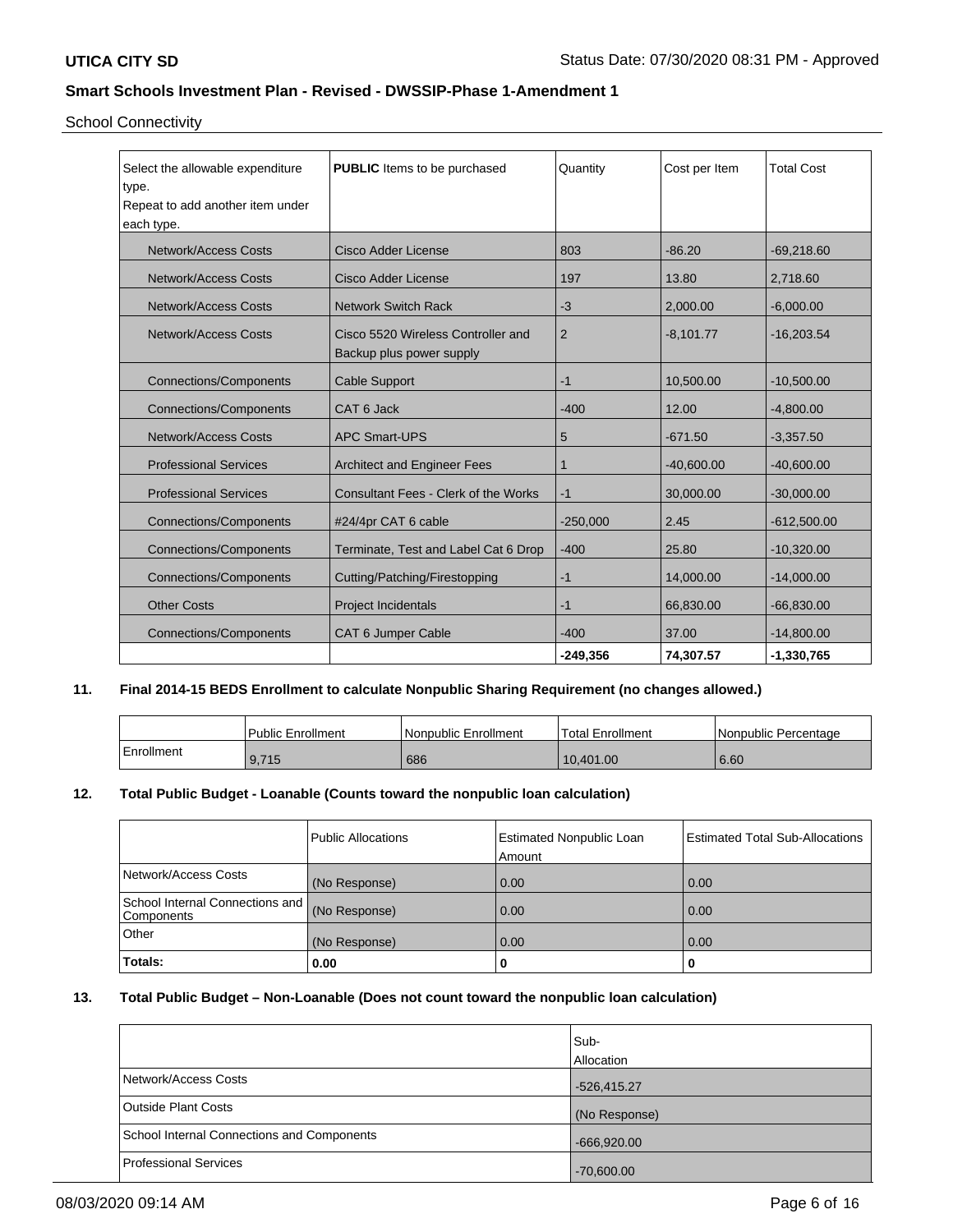School Connectivity

| Select the allowable expenditure type. Repeat to add another item under each type. | **PUBLIC** Items to be purchased | Quantity | Cost per Item | Total Cost |
|---|---|---|---|---|
| Network/Access Costs | Cisco Adder License | 803 | -86.20 | -69,218.60 |
| Network/Access Costs | Cisco Adder License | 197 | 13.80 | 2,718.60 |
| Network/Access Costs | Network Switch Rack | -3 | 2,000.00 | -6,000.00 |
| Network/Access Costs | Cisco 5520 Wireless Controller and Backup plus power supply | 2 | -8,101.77 | -16,203.54 |
| Connections/Components | Cable Support | -1 | 10,500.00 | -10,500.00 |
| Connections/Components | CAT 6 Jack | -400 | 12.00 | -4,800.00 |
| Network/Access Costs | APC Smart-UPS | 5 | -671.50 | -3,357.50 |
| Professional Services | Architect and Engineer Fees | 1 | -40,600.00 | -40,600.00 |
| Professional Services | Consultant Fees - Clerk of the Works | -1 | 30,000.00 | -30,000.00 |
| Connections/Components | #24/4pr CAT 6 cable | -250,000 | 2.45 | -612,500.00 |
| Connections/Components | Terminate, Test and Label Cat 6 Drop | -400 | 25.80 | -10,320.00 |
| Connections/Components | Cutting/Patching/Firestopping | -1 | 14,000.00 | -14,000.00 |
| Other Costs | Project Incidentals | -1 | 66,830.00 | -66,830.00 |
| Connections/Components | CAT 6 Jumper Cable | -400 | 37.00 | -14,800.00 |
| | | -249,356 | 74,307.57 | -1,330,765 |

**11. Final 2014-15 BEDS Enrollment to calculate Nonpublic Sharing Requirement (no changes allowed.)**

| | Public Enrollment | Nonpublic Enrollment | Total Enrollment | Nonpublic Percentage |
|---|---|---|---|---|
| Enrollment | 9,715 | 686 | 10,401.00 | 6.60 |

**12. Total Public Budget - Loanable (Counts toward the nonpublic loan calculation)**

| | Public Allocations | Estimated Nonpublic Loan Amount | Estimated Total Sub-Allocations |
|---|---|---|---|
| Network/Access Costs | (No Response) | 0.00 | 0.00 |
| School Internal Connections and Components | (No Response) | 0.00 | 0.00 |
| Other | (No Response) | 0.00 | 0.00 |
| **Totals:** | **0.00** | **0** | **0** |

**13. Total Public Budget – Non-Loanable (Does not count toward the nonpublic loan calculation)**

| | Sub-Allocation |
|---|---|
| Network/Access Costs | -526,415.27 |
| Outside Plant Costs | (No Response) |
| School Internal Connections and Components | -666,920.00 |
| Professional Services | -70,600.00 |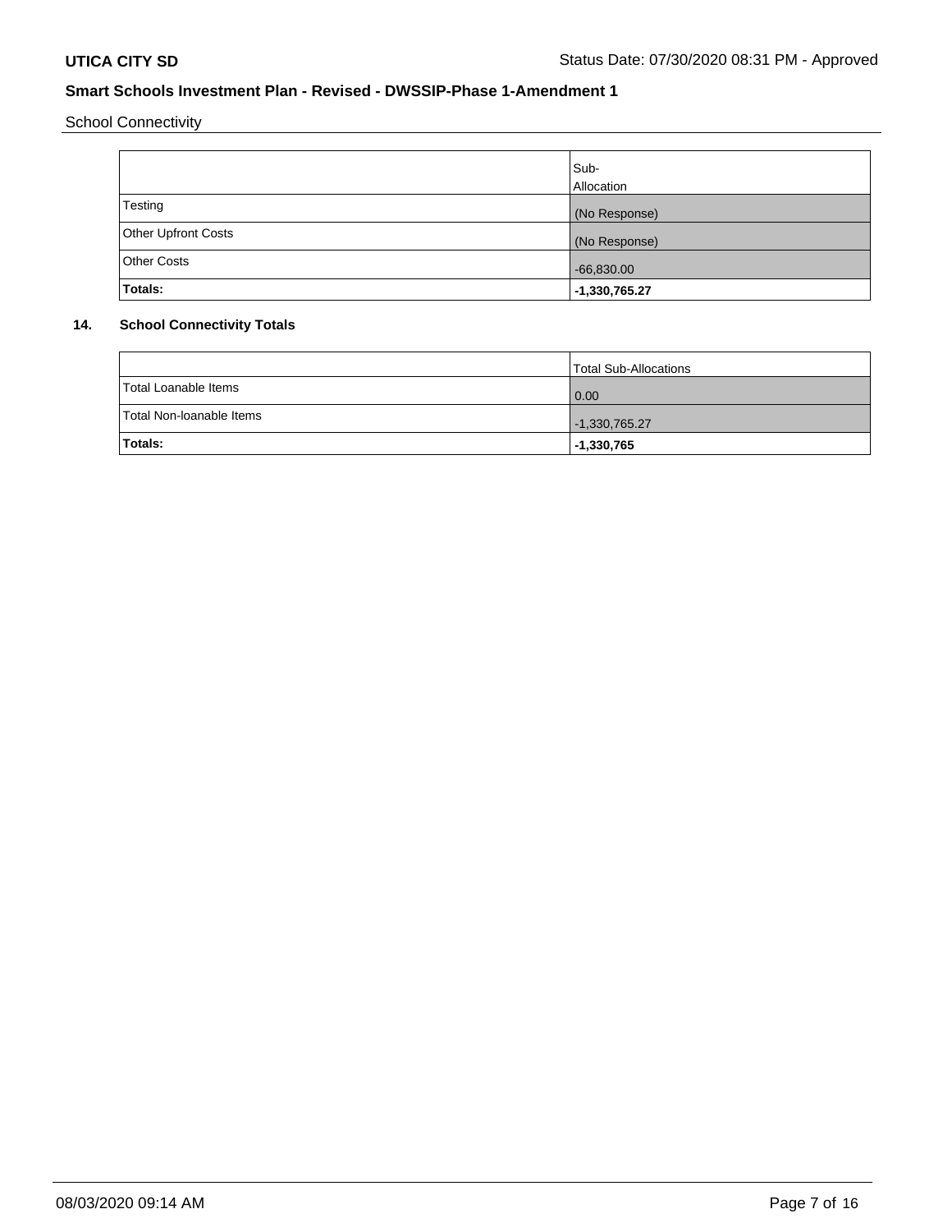School Connectivity

| | Sub-Allocation |
|---|---|
| Testing | (No Response) |
| Other Upfront Costs | (No Response) |
| Other Costs | -66,830.00 |
| **Totals:** | **-1,330,765.27** |

**14. School Connectivity Totals**

| | Total Sub-Allocations |
|---|---|
| Total Loanable Items | 0.00 |
| Total Non-loanable Items | -1,330,765.27 |
| **Totals:** | **-1,330,765** |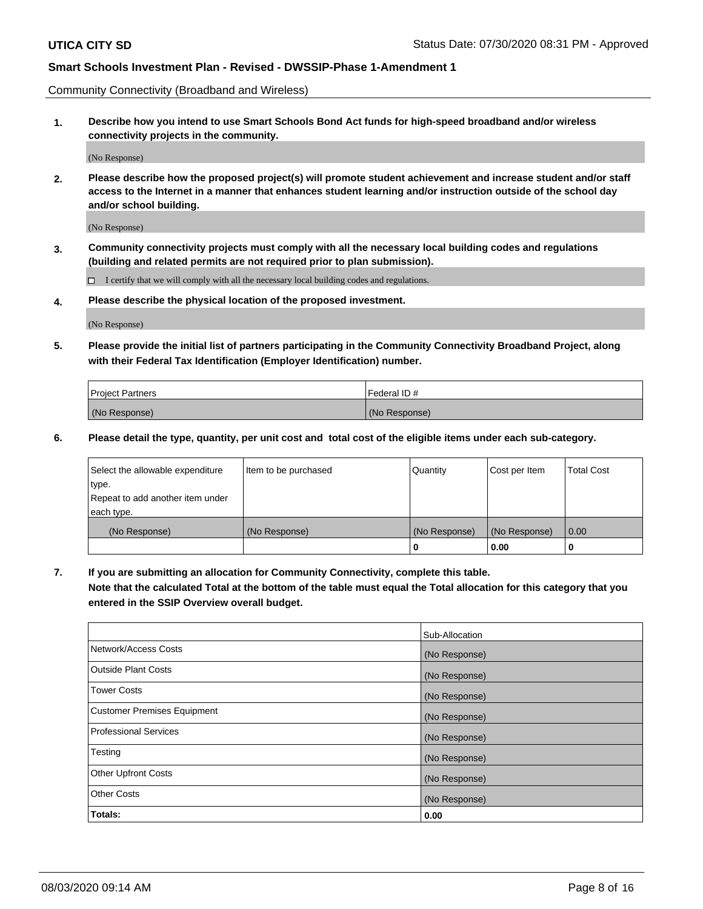Community Connectivity (Broadband and Wireless)

**1. Describe how you intend to use Smart Schools Bond Act funds for high-speed broadband and/or wireless connectivity projects in the community.**

(No Response)

**2. Please describe how the proposed project(s) will promote student achievement and increase student and/or staff access to the Internet in a manner that enhances student learning and/or instruction outside of the school day and/or school building.**

(No Response)

**3. Community connectivity projects must comply with all the necessary local building codes and regulations (building and related permits are not required prior to plan submission).**

☐ I certify that we will comply with all the necessary local building codes and regulations.

**4. Please describe the physical location of the proposed investment.**

(No Response)

**5. Please provide the initial list of partners participating in the Community Connectivity Broadband Project, along with their Federal Tax Identification (Employer Identification) number.**

| Project Partners | Federal ID # |
|---|---|
| (No Response) | (No Response) |

**6. Please detail the type, quantity, per unit cost and total cost of the eligible items under each sub-category.**

| Select the allowable expenditure type. Repeat to add another item under each type. | Item to be purchased | Quantity | Cost per Item | Total Cost |
|---|---|---|---|---|
| (No Response) | (No Response) | (No Response) | (No Response) | 0.00 |
| | | **0** | **0.00** | **0** |

**7. If you are submitting an allocation for Community Connectivity, complete this table. Note that the calculated Total at the bottom of the table must equal the Total allocation for this category that you entered in the SSIP Overview overall budget.**

| | Sub-Allocation |
|---|---|
| Network/Access Costs | (No Response) |
| Outside Plant Costs | (No Response) |
| Tower Costs | (No Response) |
| Customer Premises Equipment | (No Response) |
| Professional Services | (No Response) |
| Testing | (No Response) |
| Other Upfront Costs | (No Response) |
| Other Costs | (No Response) |
| **Totals:** | **0.00** |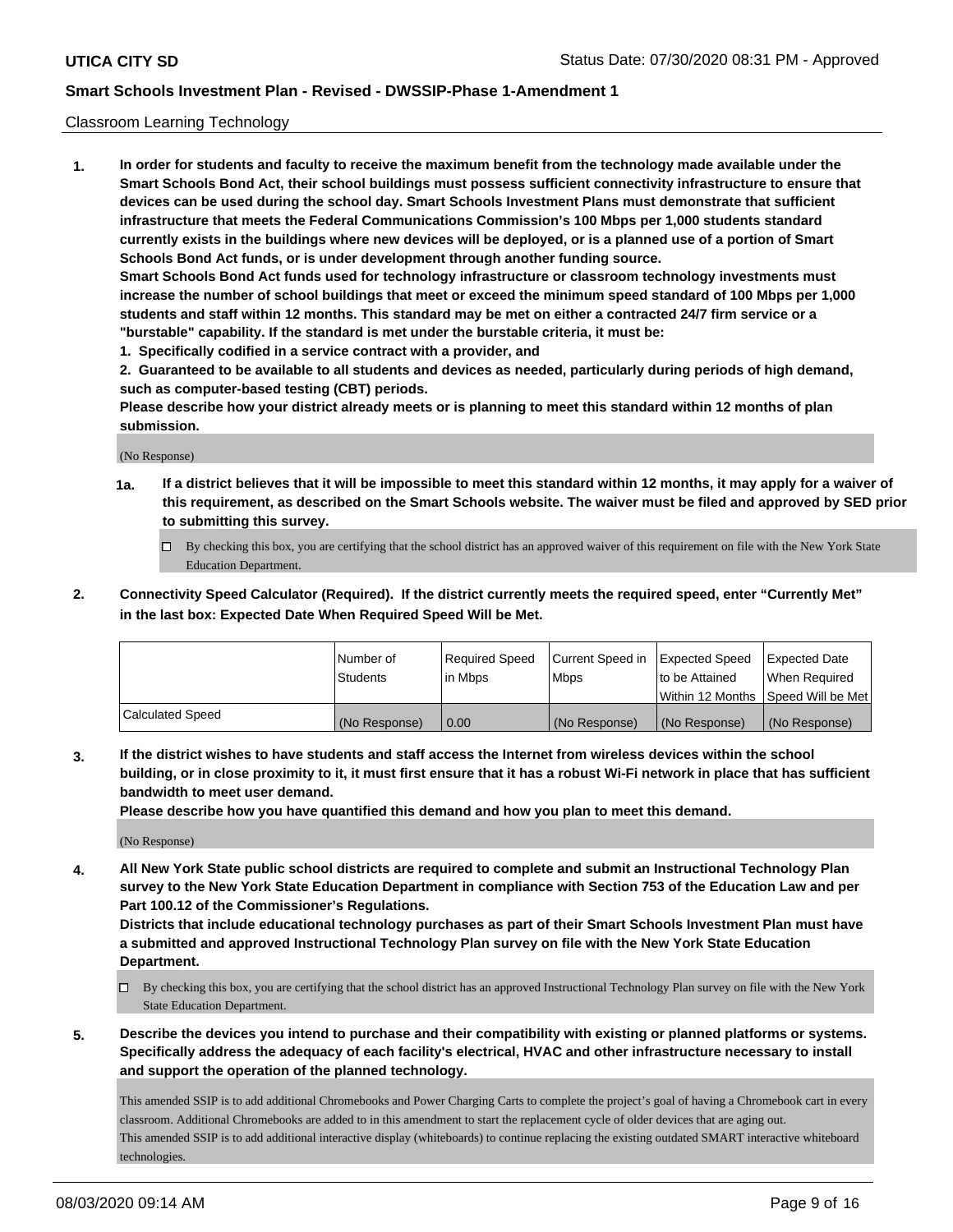Classroom Learning Technology

1. **In order for students and faculty to receive the maximum benefit from the technology made available under the Smart Schools Bond Act, their school buildings must possess sufficient connectivity infrastructure to ensure that devices can be used during the school day. Smart Schools Investment Plans must demonstrate that sufficient infrastructure that meets the Federal Communications Commission's 100 Mbps per 1,000 students standard currently exists in the buildings where new devices will be deployed, or is a planned use of a portion of Smart Schools Bond Act funds, or is under development through another funding source.**

   **Smart Schools Bond Act funds used for technology infrastructure or classroom technology investments must increase the number of school buildings that meet or exceed the minimum speed standard of 100 Mbps per 1,000 students and staff within 12 months. This standard may be met on either a contracted 24/7 firm service or a "burstable" capability. If the standard is met under the burstable criteria, it must be:**

   **1. Specifically codified in a service contract with a provider, and**

   **2. Guaranteed to be available to all students and devices as needed, particularly during periods of high demand, such as computer-based testing (CBT) periods.**

   **Please describe how your district already meets or is planning to meet this standard within 12 months of plan submission.**

   (No Response)

   **1a. If a district believes that it will be impossible to meet this standard within 12 months, it may apply for a waiver of this requirement, as described on the Smart Schools website. The waiver must be filed and approved by SED prior to submitting this survey.**

   - ☐ By checking this box, you are certifying that the school district has an approved waiver of this requirement on file with the New York State Education Department.

2. **Connectivity Speed Calculator (Required). If the district currently meets the required speed, enter "Currently Met" in the last box: Expected Date When Required Speed Will be Met.**

| | Number of Students | Required Speed in Mbps | Current Speed in Mbps | Expected Speed to be Attained Within 12 Months | Expected Date When Required Speed Will be Met |
|---|---|---|---|---|---|
| Calculated Speed | (No Response) | 0.00 | (No Response) | (No Response) | (No Response) |

3. **If the district wishes to have students and staff access the Internet from wireless devices within the school building, or in close proximity to it, it must first ensure that it has a robust Wi-Fi network in place that has sufficient bandwidth to meet user demand.**

   **Please describe how you have quantified this demand and how you plan to meet this demand.**

   (No Response)

4. **All New York State public school districts are required to complete and submit an Instructional Technology Plan survey to the New York State Education Department in compliance with Section 753 of the Education Law and per Part 100.12 of the Commissioner's Regulations.**

   **Districts that include educational technology purchases as part of their Smart Schools Investment Plan must have a submitted and approved Instructional Technology Plan survey on file with the New York State Education Department.**

   - ☐ By checking this box, you are certifying that the school district has an approved Instructional Technology Plan survey on file with the New York State Education Department.

5. **Describe the devices you intend to purchase and their compatibility with existing or planned platforms or systems. Specifically address the adequacy of each facility's electrical, HVAC and other infrastructure necessary to install and support the operation of the planned technology.**

   This amended SSIP is to add additional Chromebooks and Power Charging Carts to complete the project's goal of having a Chromebook cart in every classroom. Additional Chromebooks are added to in this amendment to start the replacement cycle of older devices that are aging out.
   This amended SSIP is to add additional interactive display (whiteboards) to continue replacing the existing outdated SMART interactive whiteboard technologies.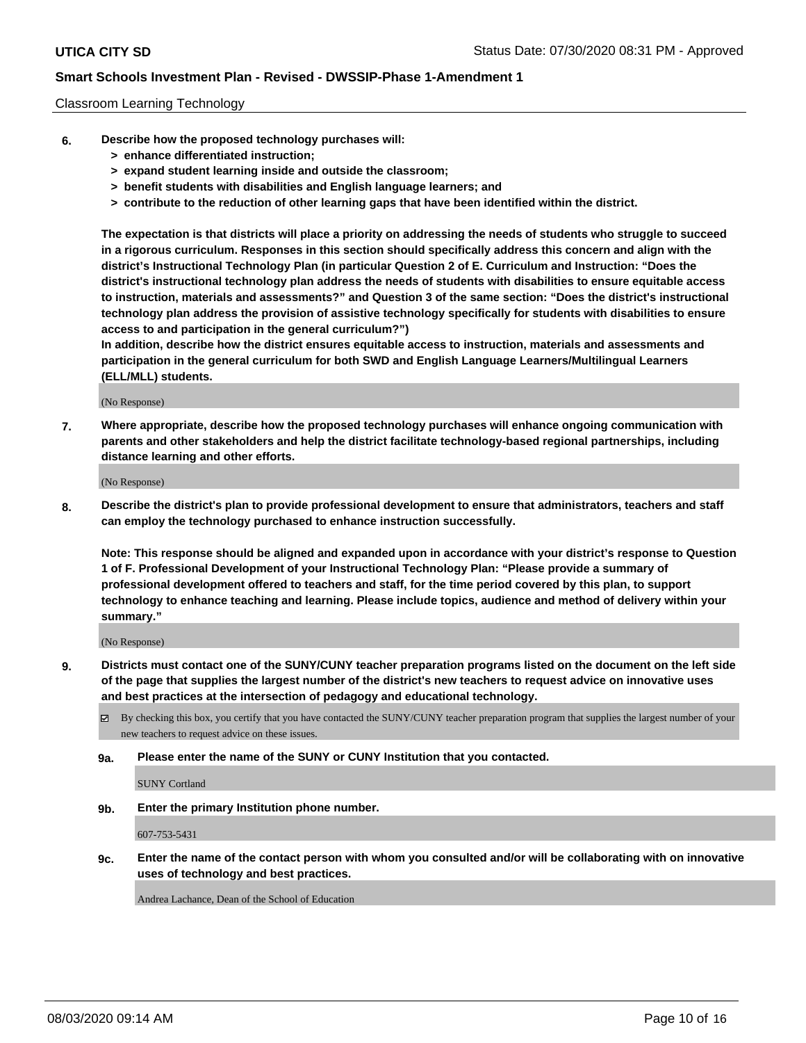Classroom Learning Technology

**6. Describe how the proposed technology purchases will:**

- **> enhance differentiated instruction;**
- **> expand student learning inside and outside the classroom;**
- **> benefit students with disabilities and English language learners; and**
- **> contribute to the reduction of other learning gaps that have been identified within the district.**

**The expectation is that districts will place a priority on addressing the needs of students who struggle to succeed in a rigorous curriculum. Responses in this section should specifically address this concern and align with the district's Instructional Technology Plan (in particular Question 2 of E. Curriculum and Instruction: "Does the district's instructional technology plan address the needs of students with disabilities to ensure equitable access to instruction, materials and assessments?" and Question 3 of the same section: "Does the district's instructional technology plan address the provision of assistive technology specifically for students with disabilities to ensure access to and participation in the general curriculum?")**

**In addition, describe how the district ensures equitable access to instruction, materials and assessments and participation in the general curriculum for both SWD and English Language Learners/Multilingual Learners (ELL/MLL) students.**

(No Response)

**7. Where appropriate, describe how the proposed technology purchases will enhance ongoing communication with parents and other stakeholders and help the district facilitate technology-based regional partnerships, including distance learning and other efforts.**

(No Response)

**8. Describe the district's plan to provide professional development to ensure that administrators, teachers and staff can employ the technology purchased to enhance instruction successfully.**

**Note: This response should be aligned and expanded upon in accordance with your district's response to Question 1 of F. Professional Development of your Instructional Technology Plan: "Please provide a summary of professional development offered to teachers and staff, for the time period covered by this plan, to support technology to enhance teaching and learning. Please include topics, audience and method of delivery within your summary."**

(No Response)

**9. Districts must contact one of the SUNY/CUNY teacher preparation programs listed on the document on the left side of the page that supplies the largest number of the district's new teachers to request advice on innovative uses and best practices at the intersection of pedagogy and educational technology.**

☑ By checking this box, you certify that you have contacted the SUNY/CUNY teacher preparation program that supplies the largest number of your new teachers to request advice on these issues.

**9a. Please enter the name of the SUNY or CUNY Institution that you contacted.**

SUNY Cortland

**9b. Enter the primary Institution phone number.**

607-753-5431

**9c. Enter the name of the contact person with whom you consulted and/or will be collaborating with on innovative uses of technology and best practices.**

Andrea Lachance, Dean of the School of Education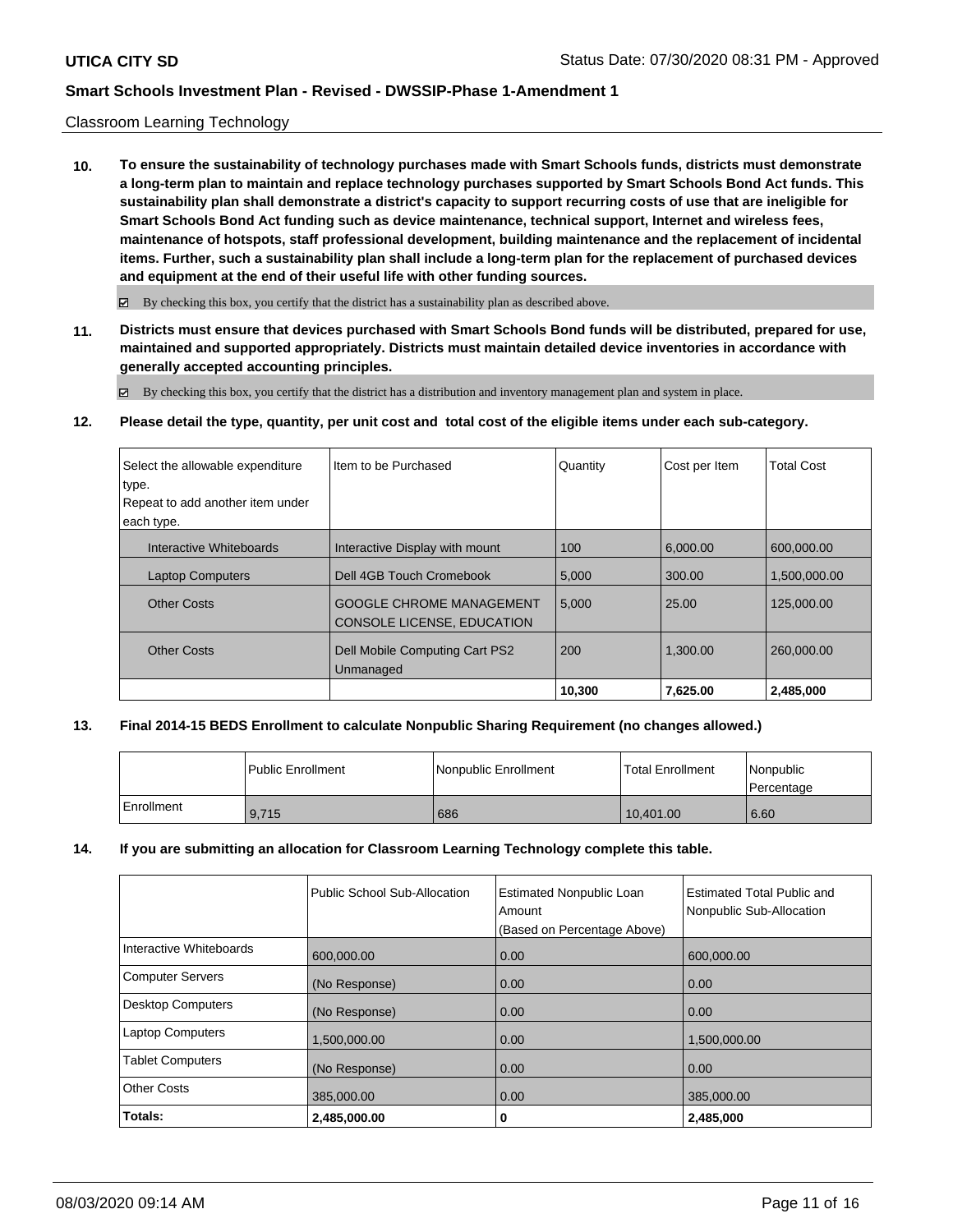Classroom Learning Technology

**10. To ensure the sustainability of technology purchases made with Smart Schools funds, districts must demonstrate a long-term plan to maintain and replace technology purchases supported by Smart Schools Bond Act funds. This sustainability plan shall demonstrate a district's capacity to support recurring costs of use that are ineligible for Smart Schools Bond Act funding such as device maintenance, technical support, Internet and wireless fees, maintenance of hotspots, staff professional development, building maintenance and the replacement of incidental items. Further, such a sustainability plan shall include a long-term plan for the replacement of purchased devices and equipment at the end of their useful life with other funding sources.**

☑ By checking this box, you certify that the district has a sustainability plan as described above.

**11. Districts must ensure that devices purchased with Smart Schools Bond funds will be distributed, prepared for use, maintained and supported appropriately. Districts must maintain detailed device inventories in accordance with generally accepted accounting principles.**

☑ By checking this box, you certify that the district has a distribution and inventory management plan and system in place.

**12. Please detail the type, quantity, per unit cost and total cost of the eligible items under each sub-category.**

| Select the allowable expenditure type. Repeat to add another item under each type. | Item to be Purchased | Quantity | Cost per Item | Total Cost |
|---|---|---|---|---|
| Interactive Whiteboards | Interactive Display with mount | 100 | 6,000.00 | 600,000.00 |
| Laptop Computers | Dell 4GB Touch Cromebook | 5,000 | 300.00 | 1,500,000.00 |
| Other Costs | GOOGLE CHROME MANAGEMENT CONSOLE LICENSE, EDUCATION | 5,000 | 25.00 | 125,000.00 |
| Other Costs | Dell Mobile Computing Cart PS2 Unmanaged | 200 | 1,300.00 | 260,000.00 |
| | | **10,300** | **7,625.00** | **2,485,000** |

**13. Final 2014-15 BEDS Enrollment to calculate Nonpublic Sharing Requirement (no changes allowed.)**

| | Public Enrollment | Nonpublic Enrollment | Total Enrollment | Nonpublic Percentage |
|---|---|---|---|---|
| Enrollment | 9,715 | 686 | 10,401.00 | 6.60 |

**14. If you are submitting an allocation for Classroom Learning Technology complete this table.**

| | Public School Sub-Allocation | Estimated Nonpublic Loan Amount (Based on Percentage Above) | Estimated Total Public and Nonpublic Sub-Allocation |
|---|---|---|---|
| Interactive Whiteboards | 600,000.00 | 0.00 | 600,000.00 |
| Computer Servers | (No Response) | 0.00 | 0.00 |
| Desktop Computers | (No Response) | 0.00 | 0.00 |
| Laptop Computers | 1,500,000.00 | 0.00 | 1,500,000.00 |
| Tablet Computers | (No Response) | 0.00 | 0.00 |
| Other Costs | 385,000.00 | 0.00 | 385,000.00 |
| **Totals:** | **2,485,000.00** | **0** | **2,485,000** |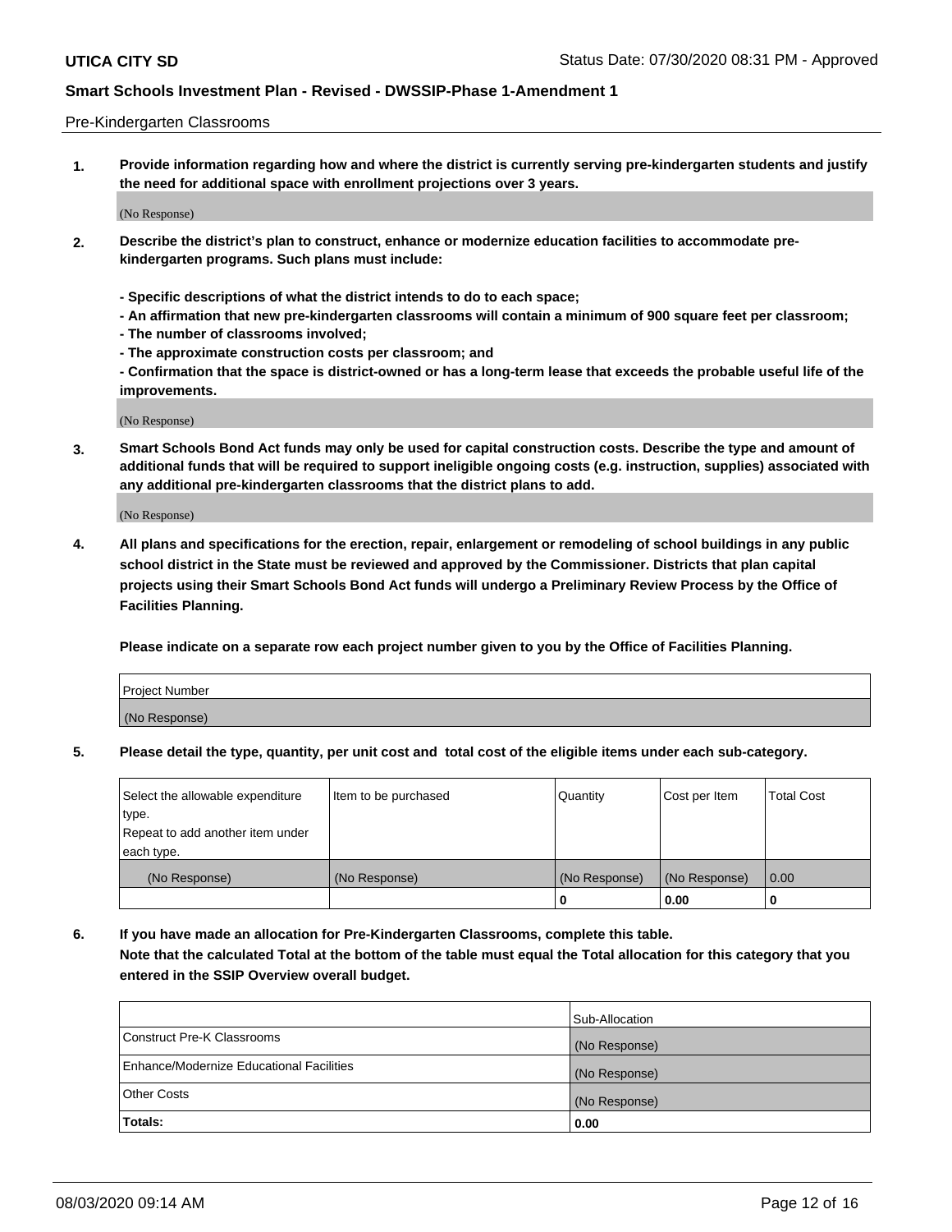Pre-Kindergarten Classrooms

**1. Provide information regarding how and where the district is currently serving pre-kindergarten students and justify the need for additional space with enrollment projections over 3 years.**

(No Response)

**2. Describe the district's plan to construct, enhance or modernize education facilities to accommodate pre-kindergarten programs. Such plans must include:**

**- Specific descriptions of what the district intends to do to each space;**
**- An affirmation that new pre-kindergarten classrooms will contain a minimum of 900 square feet per classroom;**
**- The number of classrooms involved;**
**- The approximate construction costs per classroom; and**
**- Confirmation that the space is district-owned or has a long-term lease that exceeds the probable useful life of the improvements.**

(No Response)

**3. Smart Schools Bond Act funds may only be used for capital construction costs. Describe the type and amount of additional funds that will be required to support ineligible ongoing costs (e.g. instruction, supplies) associated with any additional pre-kindergarten classrooms that the district plans to add.**

(No Response)

**4. All plans and specifications for the erection, repair, enlargement or remodeling of school buildings in any public school district in the State must be reviewed and approved by the Commissioner. Districts that plan capital projects using their Smart Schools Bond Act funds will undergo a Preliminary Review Process by the Office of Facilities Planning.**

**Please indicate on a separate row each project number given to you by the Office of Facilities Planning.**

| Project Number |
|---|
| (No Response) |

**5. Please detail the type, quantity, per unit cost and total cost of the eligible items under each sub-category.**

| Select the allowable expenditure type. Repeat to add another item under each type. | Item to be purchased | Quantity | Cost per Item | Total Cost |
|---|---|---|---|---|
| (No Response) | (No Response) | (No Response) | (No Response) | 0.00 |
| | | 0 | 0.00 | 0 |

**6. If you have made an allocation for Pre-Kindergarten Classrooms, complete this table. Note that the calculated Total at the bottom of the table must equal the Total allocation for this category that you entered in the SSIP Overview overall budget.**

| | Sub-Allocation |
|---|---|
| Construct Pre-K Classrooms | (No Response) |
| Enhance/Modernize Educational Facilities | (No Response) |
| Other Costs | (No Response) |
| **Totals:** | **0.00** |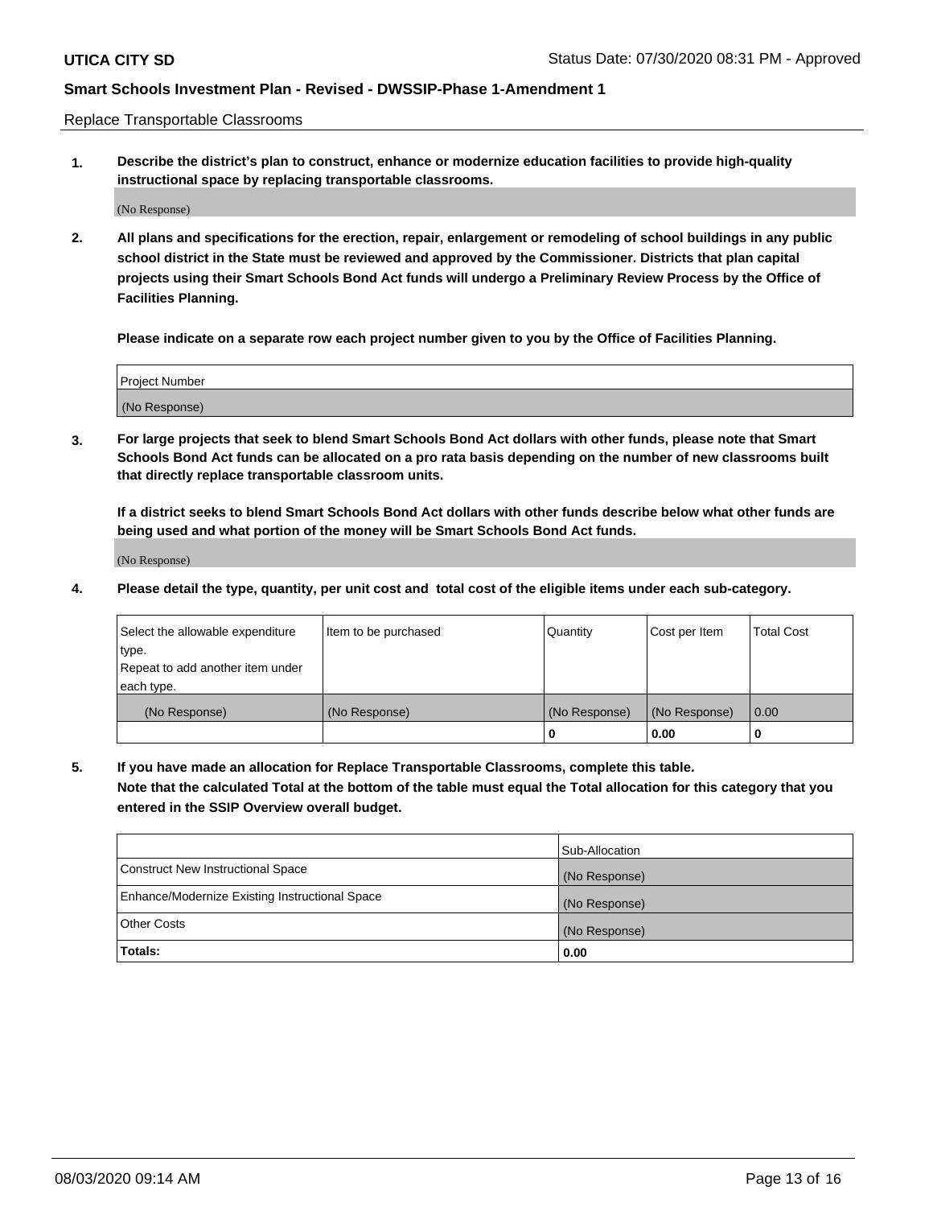Replace Transportable Classrooms

**1. Describe the district's plan to construct, enhance or modernize education facilities to provide high-quality instructional space by replacing transportable classrooms.**

(No Response)

**2. All plans and specifications for the erection, repair, enlargement or remodeling of school buildings in any public school district in the State must be reviewed and approved by the Commissioner. Districts that plan capital projects using their Smart Schools Bond Act funds will undergo a Preliminary Review Process by the Office of Facilities Planning.**

**Please indicate on a separate row each project number given to you by the Office of Facilities Planning.**

| Project Number |
|---|
| (No Response) |

**3. For large projects that seek to blend Smart Schools Bond Act dollars with other funds, please note that Smart Schools Bond Act funds can be allocated on a pro rata basis depending on the number of new classrooms built that directly replace transportable classroom units.**

**If a district seeks to blend Smart Schools Bond Act dollars with other funds describe below what other funds are being used and what portion of the money will be Smart Schools Bond Act funds.**

(No Response)

**4. Please detail the type, quantity, per unit cost and total cost of the eligible items under each sub-category.**

| Select the allowable expenditure type. Repeat to add another item under each type. | Item to be purchased | Quantity | Cost per Item | Total Cost |
|---|---|---|---|---|
| (No Response) | (No Response) | (No Response) | (No Response) | 0.00 |
| | | **0** | **0.00** | **0** |

**5. If you have made an allocation for Replace Transportable Classrooms, complete this table. Note that the calculated Total at the bottom of the table must equal the Total allocation for this category that you entered in the SSIP Overview overall budget.**

| | Sub-Allocation |
|---|---|
| Construct New Instructional Space | (No Response) |
| Enhance/Modernize Existing Instructional Space | (No Response) |
| Other Costs | (No Response) |
| **Totals:** | **0.00** |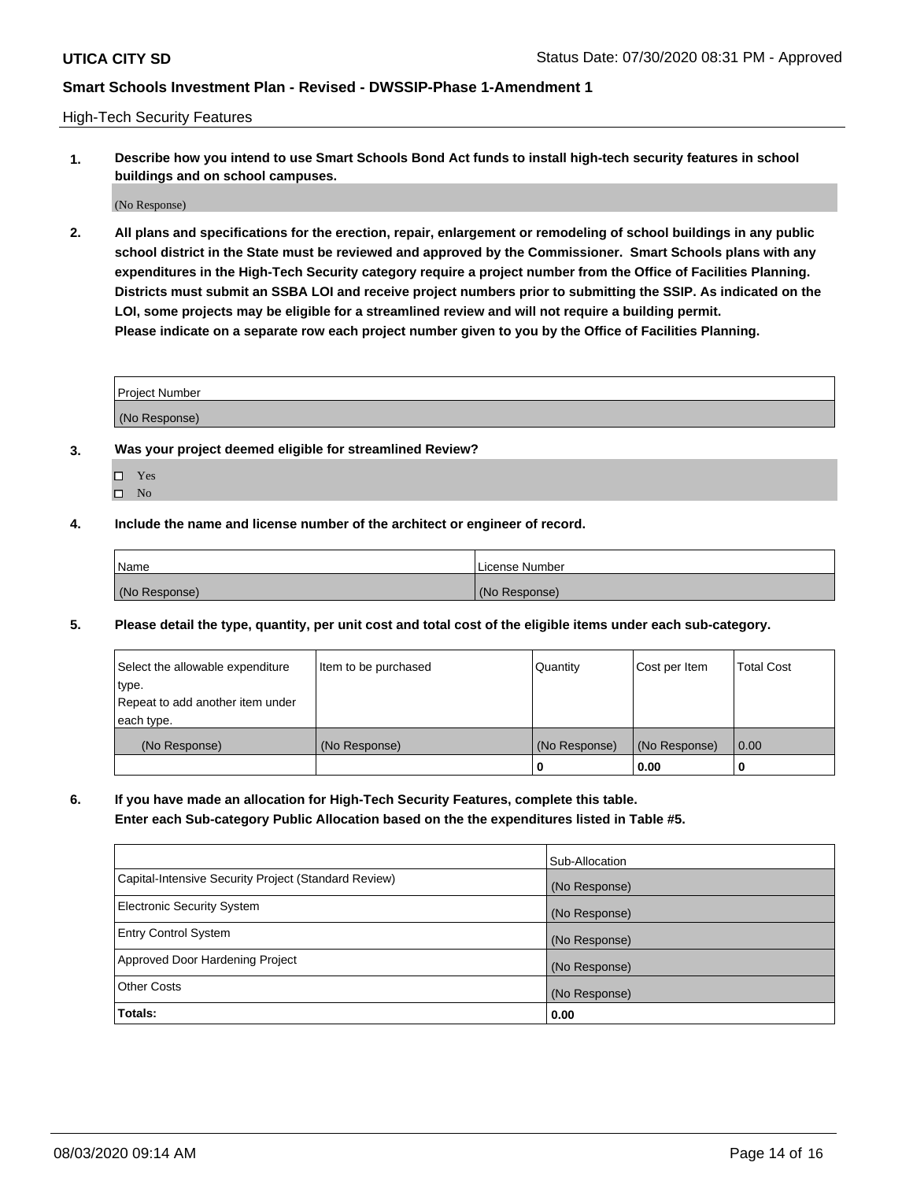High-Tech Security Features

**1. Describe how you intend to use Smart Schools Bond Act funds to install high-tech security features in school buildings and on school campuses.**

(No Response)

**2. All plans and specifications for the erection, repair, enlargement or remodeling of school buildings in any public school district in the State must be reviewed and approved by the Commissioner. Smart Schools plans with any expenditures in the High-Tech Security category require a project number from the Office of Facilities Planning. Districts must submit an SSBA LOI and receive project numbers prior to submitting the SSIP. As indicated on the LOI, some projects may be eligible for a streamlined review and will not require a building permit. Please indicate on a separate row each project number given to you by the Office of Facilities Planning.**

| Project Number |
|---|
| (No Response) |

**3. Was your project deemed eligible for streamlined Review?**

- ☐ Yes
- ☐ No

**4. Include the name and license number of the architect or engineer of record.**

| Name | License Number |
|---|---|
| (No Response) | (No Response) |

**5. Please detail the type, quantity, per unit cost and total cost of the eligible items under each sub-category.**

| Select the allowable expenditure type. Repeat to add another item under each type. | Item to be purchased | Quantity | Cost per Item | Total Cost |
|---|---|---|---|---|
| (No Response) | (No Response) | (No Response) | (No Response) | 0.00 |
| | | 0 | 0.00 | 0 |

**6. If you have made an allocation for High-Tech Security Features, complete this table. Enter each Sub-category Public Allocation based on the the expenditures listed in Table #5.**

| | Sub-Allocation |
|---|---|
| Capital-Intensive Security Project (Standard Review) | (No Response) |
| Electronic Security System | (No Response) |
| Entry Control System | (No Response) |
| Approved Door Hardening Project | (No Response) |
| Other Costs | (No Response) |
| **Totals:** | **0.00** |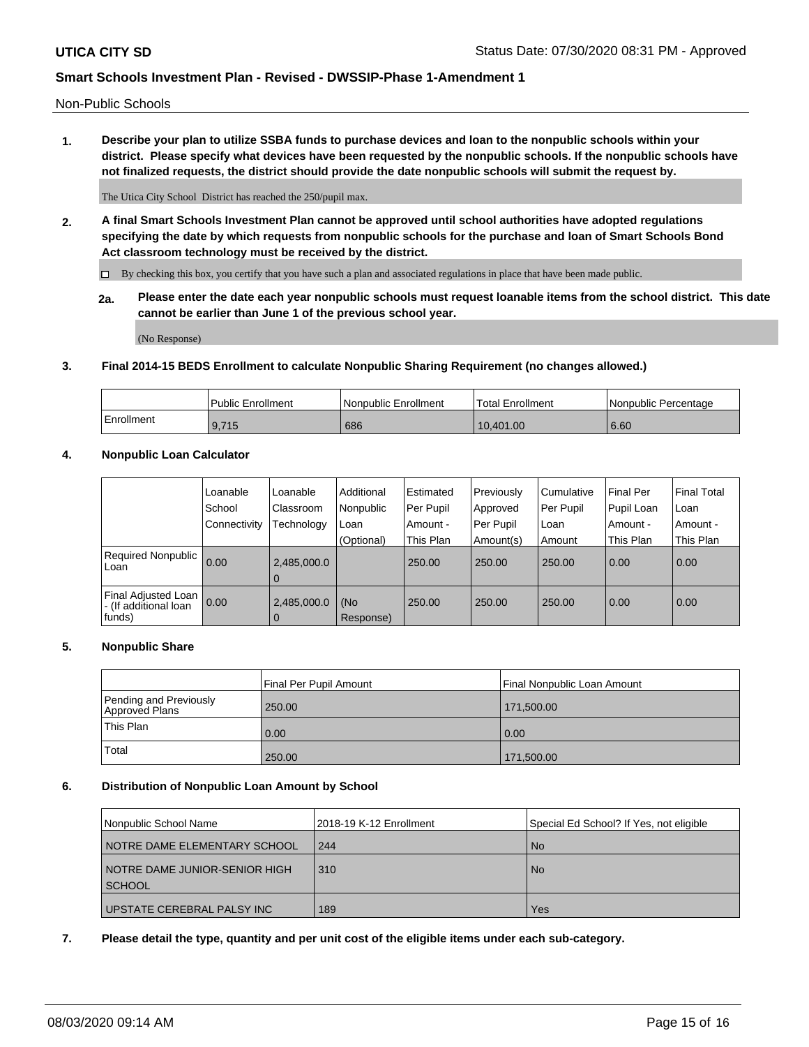Non-Public Schools

**1. Describe your plan to utilize SSBA funds to purchase devices and loan to the nonpublic schools within your district. Please specify what devices have been requested by the nonpublic schools. If the nonpublic schools have not finalized requests, the district should provide the date nonpublic schools will submit the request by.**

The Utica City School District has reached the 250/pupil max.

**2. A final Smart Schools Investment Plan cannot be approved until school authorities have adopted regulations specifying the date by which requests from nonpublic schools for the purchase and loan of Smart Schools Bond Act classroom technology must be received by the district.**

☐ By checking this box, you certify that you have such a plan and associated regulations in place that have been made public.

**2a. Please enter the date each year nonpublic schools must request loanable items from the school district. This date cannot be earlier than June 1 of the previous school year.**

(No Response)

**3. Final 2014-15 BEDS Enrollment to calculate Nonpublic Sharing Requirement (no changes allowed.)**

| | Public Enrollment | Nonpublic Enrollment | Total Enrollment | Nonpublic Percentage |
|---|---|---|---|---|
| Enrollment | 9,715 | 686 | 10,401.00 | 6.60 |

**4. Nonpublic Loan Calculator**

| | Loanable School Connectivity | Loanable Classroom Technology | Additional Nonpublic Loan (Optional) | Estimated Per Pupil Amount - This Plan | Previously Approved Per Pupil Amount(s) | Cumulative Per Pupil Loan Amount | Final Per Pupil Loan Amount - This Plan | Final Total Loan Amount - This Plan |
|---|---|---|---|---|---|---|---|---|
| Required Nonpublic Loan | 0.00 | 2,485,000.00 | | 250.00 | 250.00 | 250.00 | 0.00 | 0.00 |
| Final Adjusted Loan - (If additional loan funds) | 0.00 | 2,485,000.00 | (No Response) | 250.00 | 250.00 | 250.00 | 0.00 | 0.00 |

**5. Nonpublic Share**

| | Final Per Pupil Amount | Final Nonpublic Loan Amount |
|---|---|---|
| Pending and Previously Approved Plans | 250.00 | 171,500.00 |
| This Plan | 0.00 | 0.00 |
| Total | 250.00 | 171,500.00 |

**6. Distribution of Nonpublic Loan Amount by School**

| Nonpublic School Name | 2018-19 K-12 Enrollment | Special Ed School? If Yes, not eligible |
|---|---|---|
| NOTRE DAME ELEMENTARY SCHOOL | 244 | No |
| NOTRE DAME JUNIOR-SENIOR HIGH SCHOOL | 310 | No |
| UPSTATE CEREBRAL PALSY INC | 189 | Yes |

**7. Please detail the type, quantity and per unit cost of the eligible items under each sub-category.**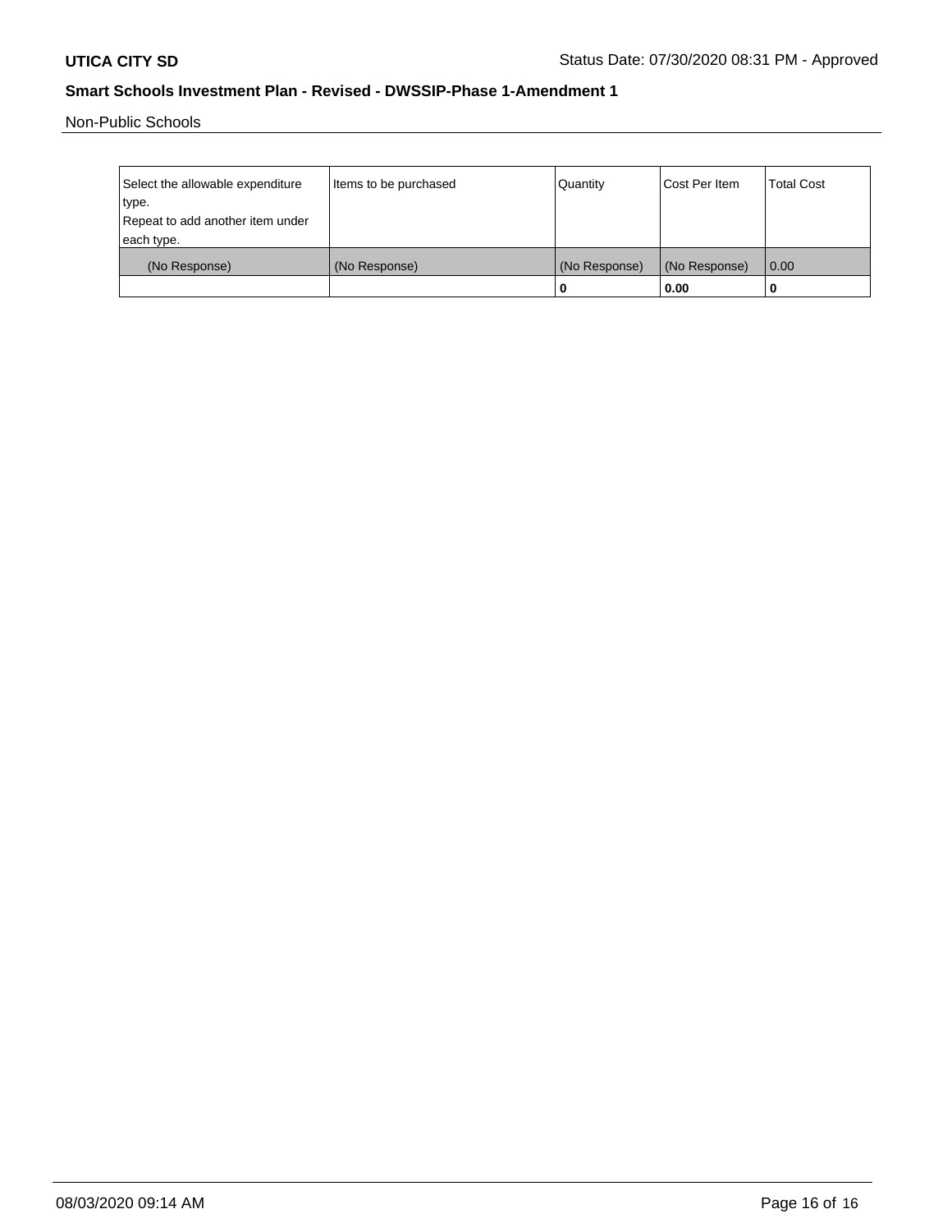Non-Public Schools

| Select the allowable expenditure type. Repeat to add another item under each type. | Items to be purchased | Quantity | Cost Per Item | Total Cost |
|---|---|---|---|---|
| (No Response) | (No Response) | (No Response) | (No Response) | 0.00 |
| | | **0** | **0.00** | **0** |